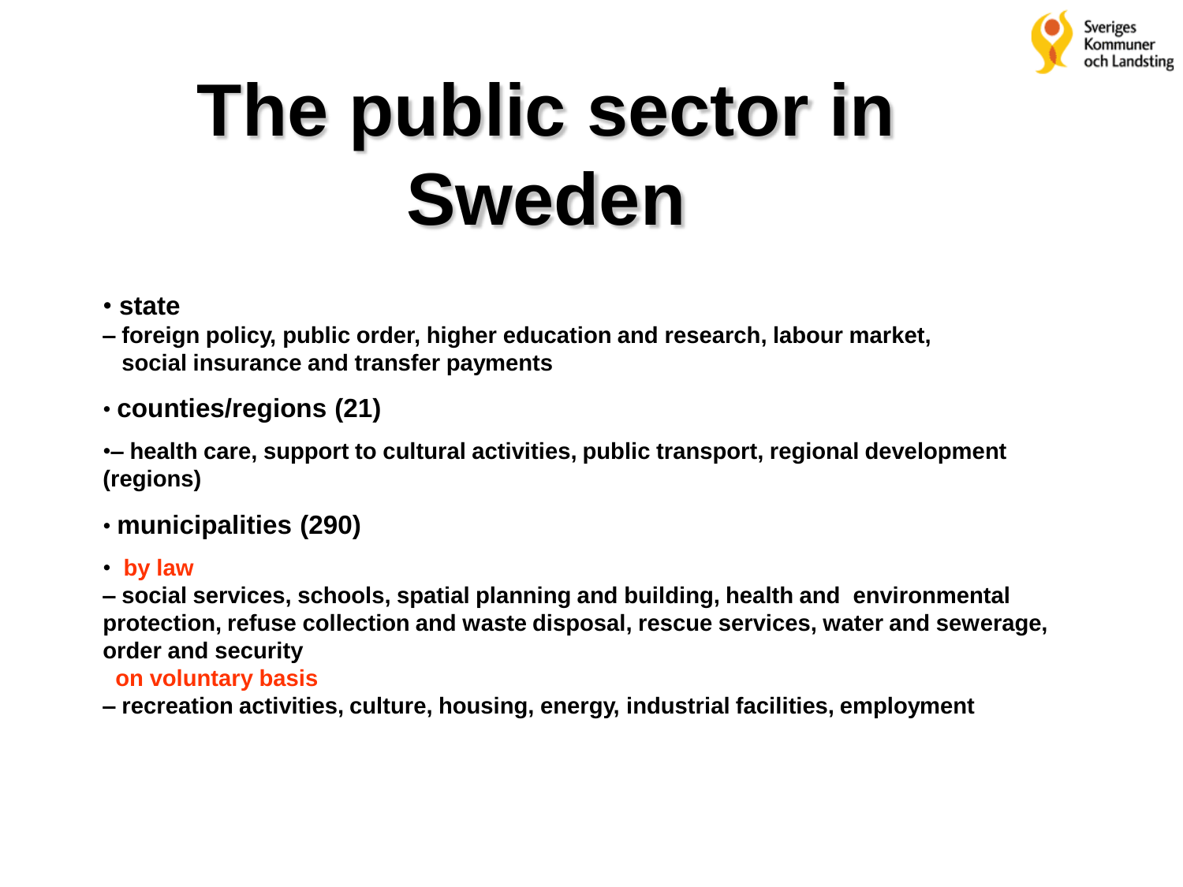# The public sector in Sweden

- **state**

**– foreign policy, public order, higher education and research, labour market, social insurance and transfer payments**

- **counties/regions (21)**

**•– health care, support to cultural activities, public transport, regional development (regions)**

- **municipalities (290)**

- **by law**

**– social services, schools, spatial planning and building, health and environmental protection, refuse collection and waste disposal, rescue services, water and sewerage, order and security**

**on voluntary basis**

**– recreation activities, culture, housing, energy, industrial facilities, employment**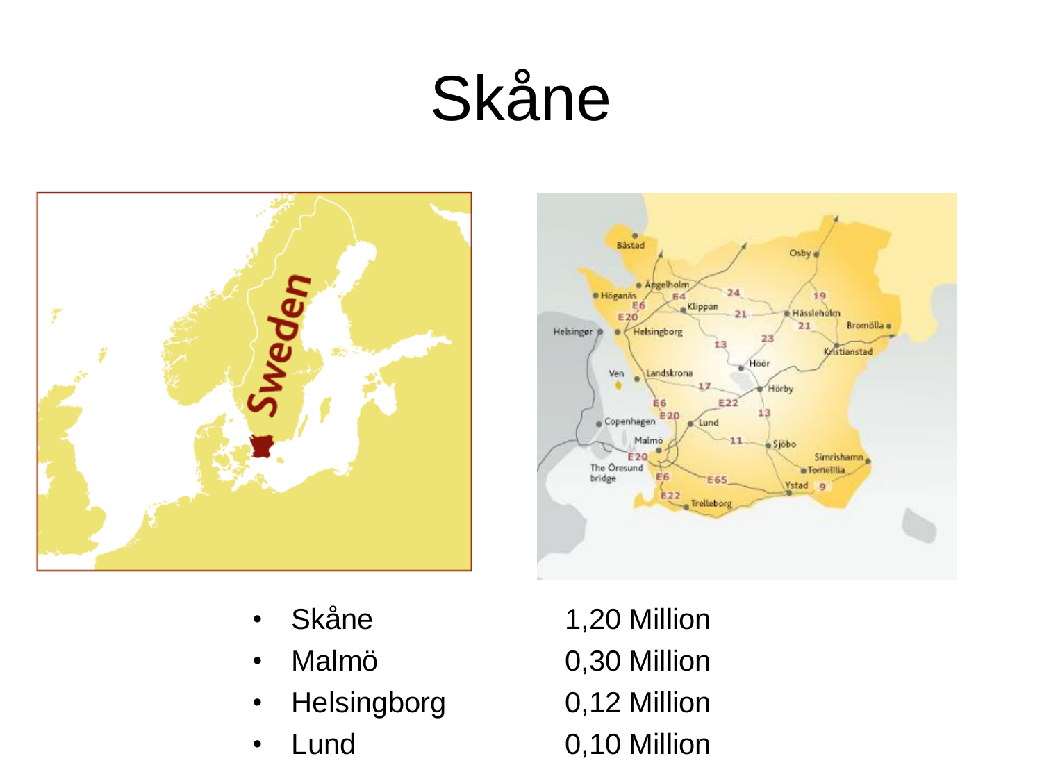# Skåne

| | |
|---|---|
| Skåne | 1,20 Million |
| Malmö | 0,30 Million |
| Helsingborg | 0,12 Million |
| Lund | 0,10 Million |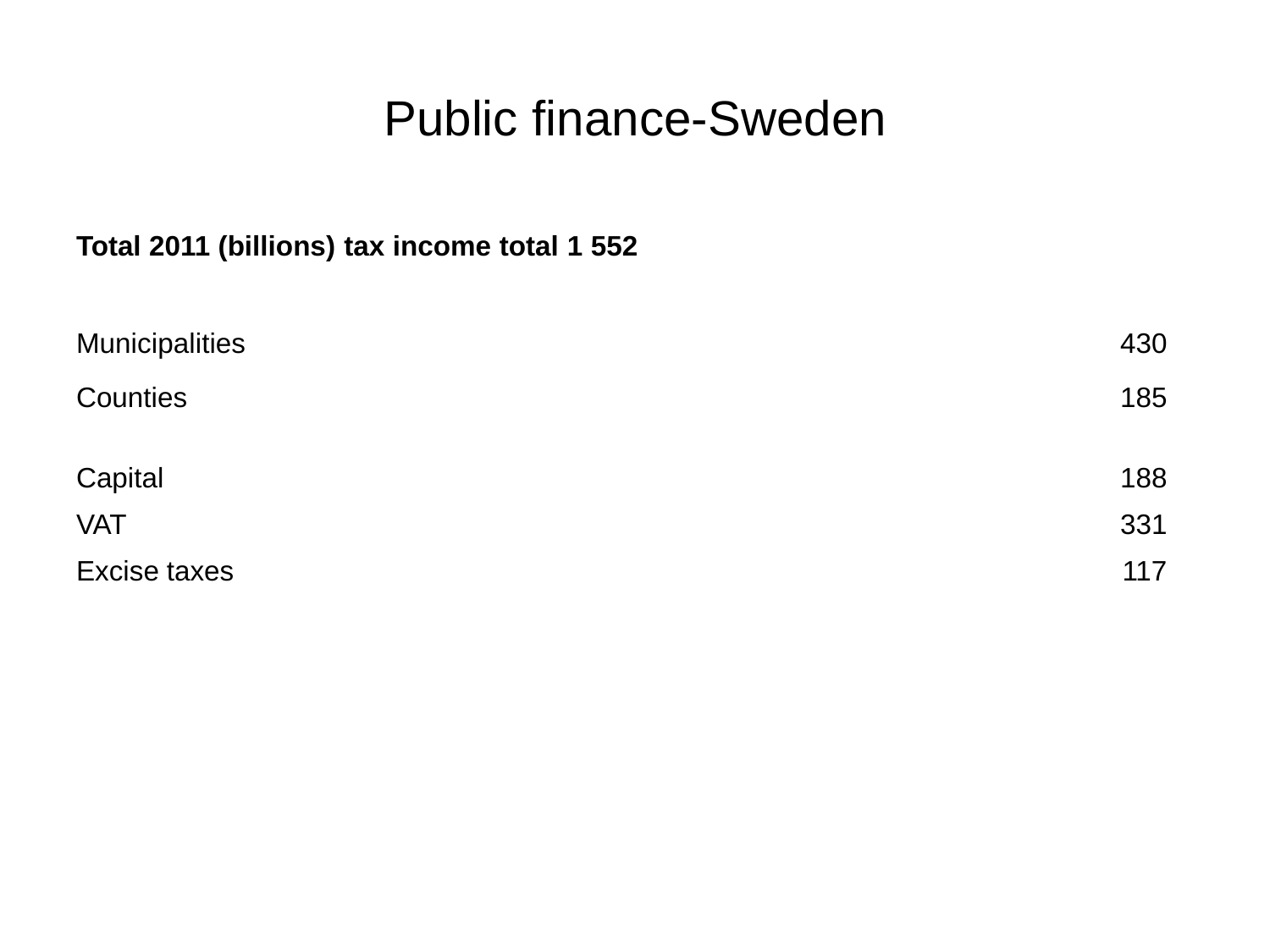# Public finance-Sweden

**Total 2011 (billions) tax income total 1 552**

| | |
|---|---|
| Municipalities | 430 |
| Counties | 185 |
| | |
| Capital | 188 |
| VAT | 331 |
| Excise taxes | 117 |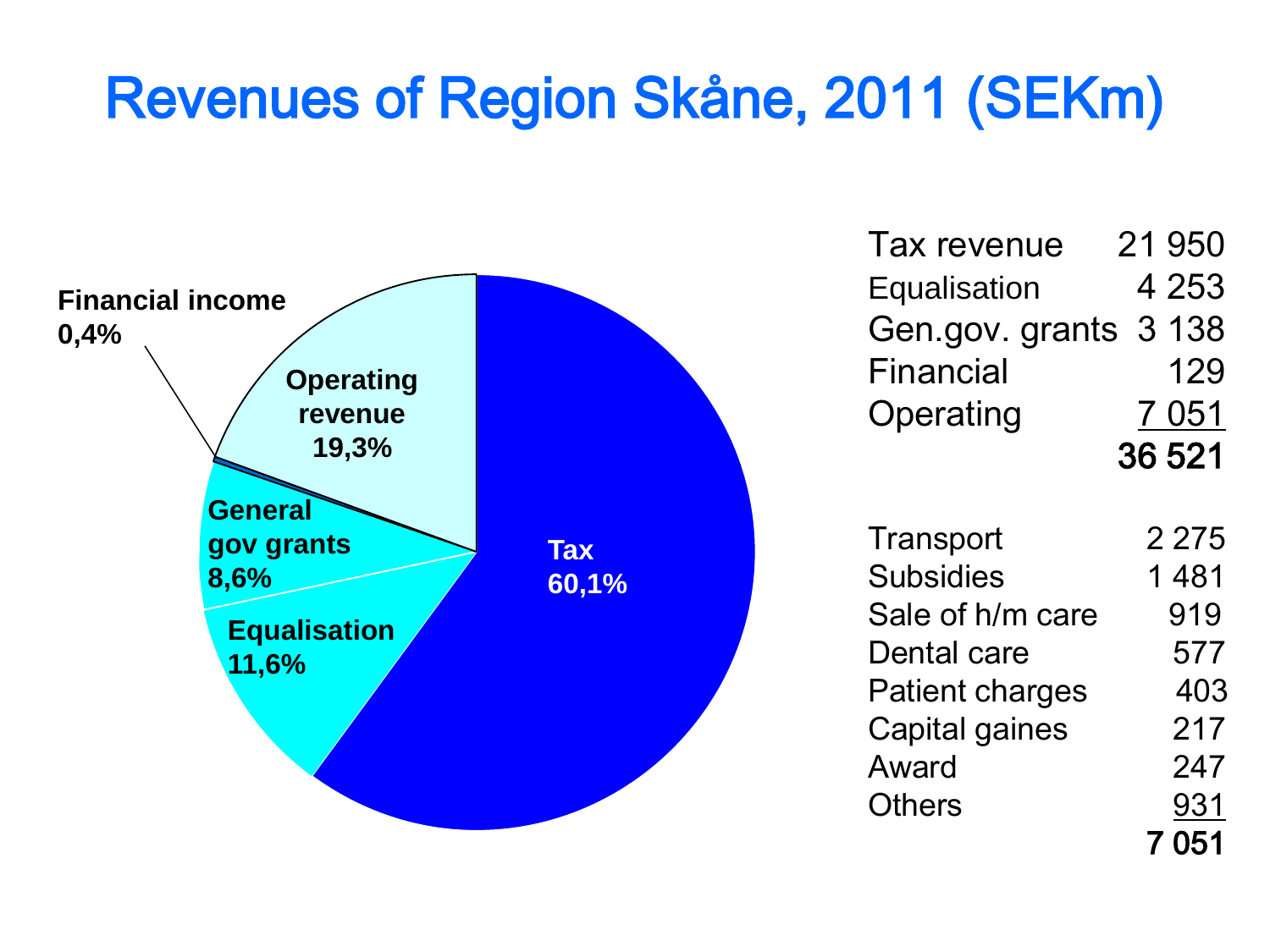# Revenues of Region Skåne, 2011 (SEKm)

Financial income 0,4%

Operating revenue 19,3%

General gov grants 8,6%

Equalisation 11,6%

Tax 60,1%

| | |
|---|---|
| Tax revenue | 21 950 |
| Equalisation | 4 253 |
| Gen.gov. grants | 3 138 |
| Financial | 129 |
| Operating | 7 051 |
| | **36 521** |

| | |
|---|---|
| Transport | 2 275 |
| Subsidies | 1 481 |
| Sale of h/m care | 919 |
| Dental care | 577 |
| Patient charges | 403 |
| Capital gaines | 217 |
| Award | 247 |
| Others | 931 |
| | **7 051** |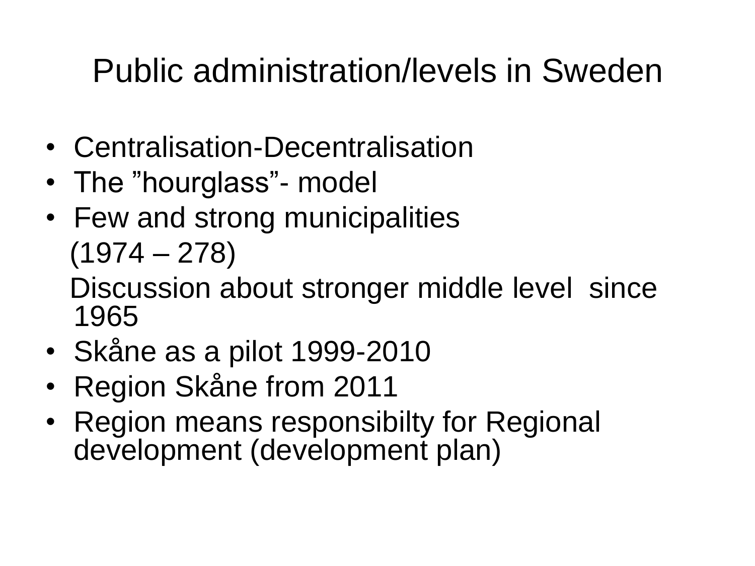# Public administration/levels in Sweden

- Centralisation-Decentralisation
- The ”hourglass”- model
- Few and strong municipalities

  (1974 – 278)

  Discussion about stronger middle level since 1965
- Skåne as a pilot 1999-2010
- Region Skåne from 2011
- Region means responsibilty for Regional development (development plan)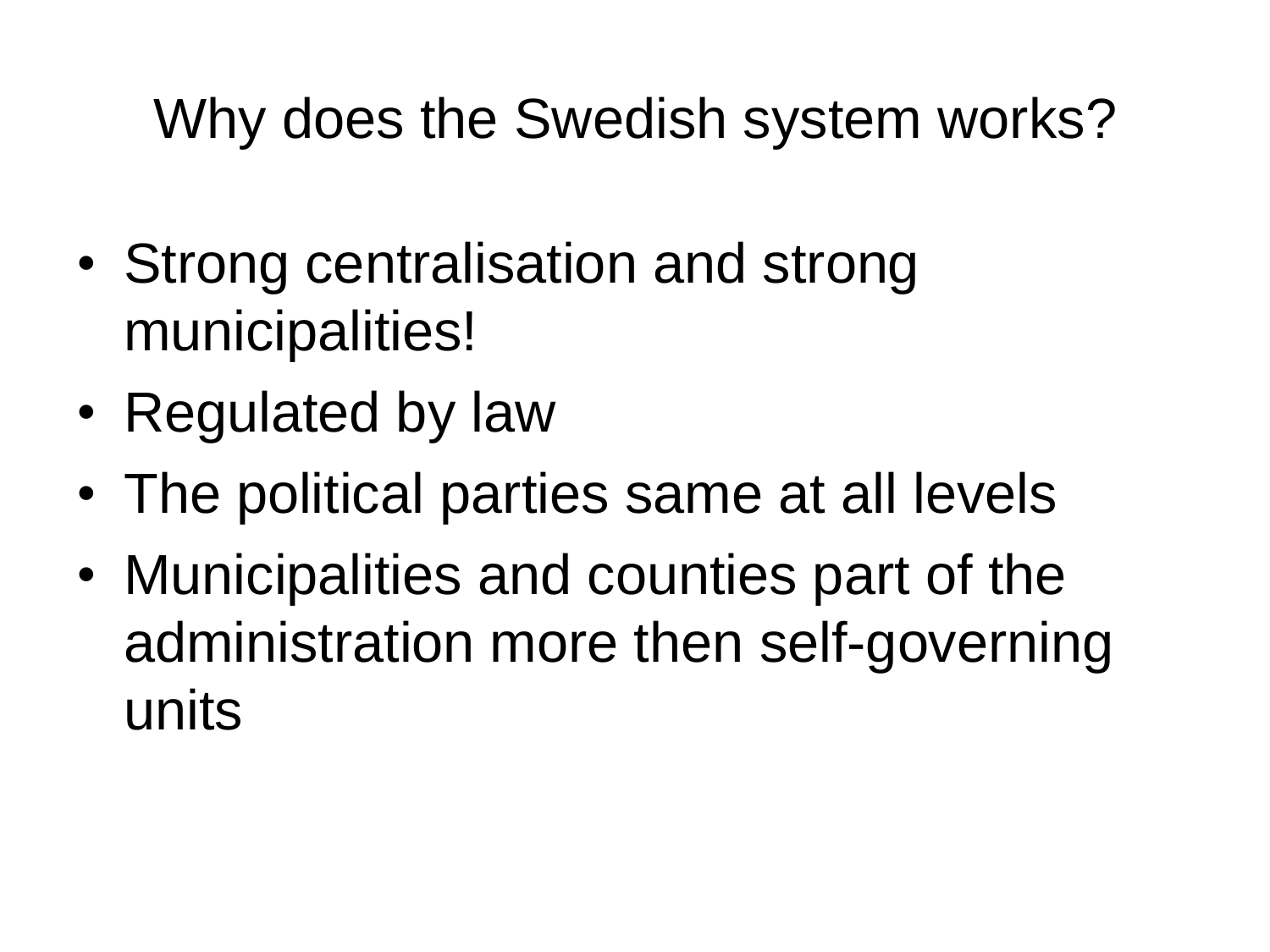# Why does the Swedish system works?

- Strong centralisation and strong municipalities!
- Regulated by law
- The political parties same at all levels
- Municipalities and counties part of the administration more then self-governing units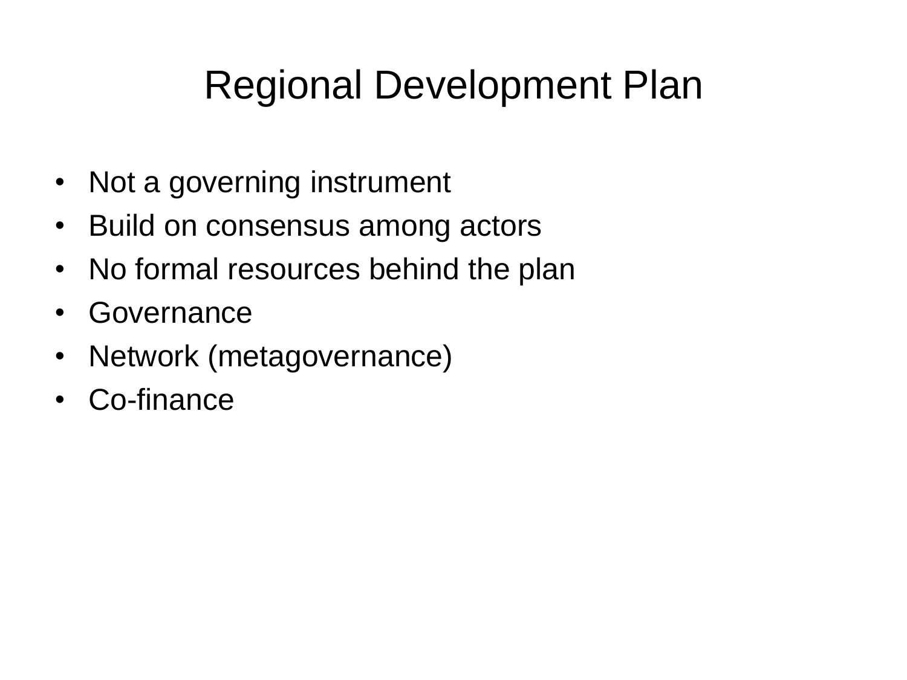# Regional Development Plan

- Not a governing instrument
- Build on consensus among actors
- No formal resources behind the plan
- Governance
- Network (metagovernance)
- Co-finance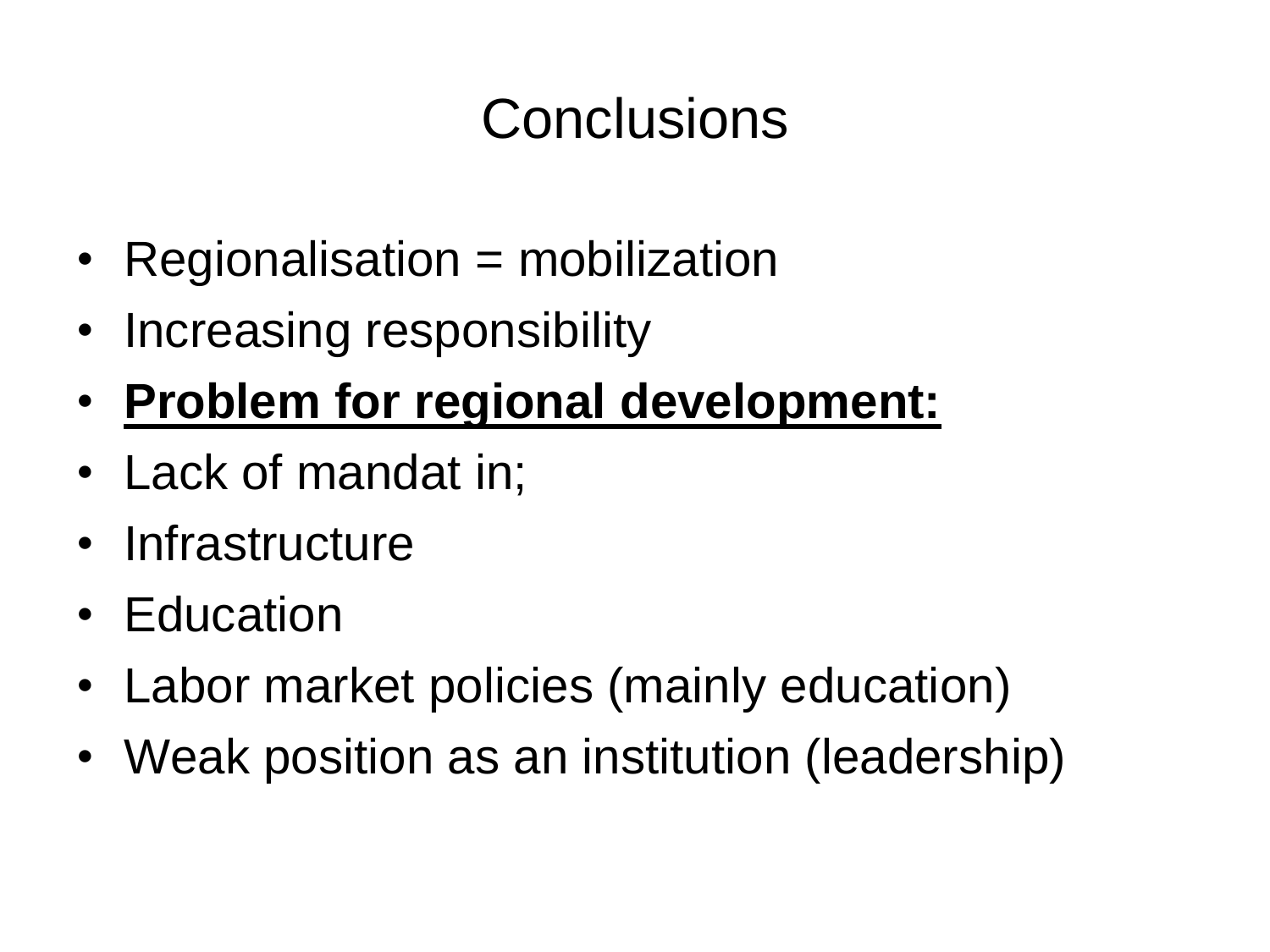# Conclusions

- Regionalisation = mobilization
- Increasing responsibility
- **<u>Problem for regional development:</u>**
- Lack of mandat in;
- Infrastructure
- Education
- Labor market policies (mainly education)
- Weak position as an institution (leadership)